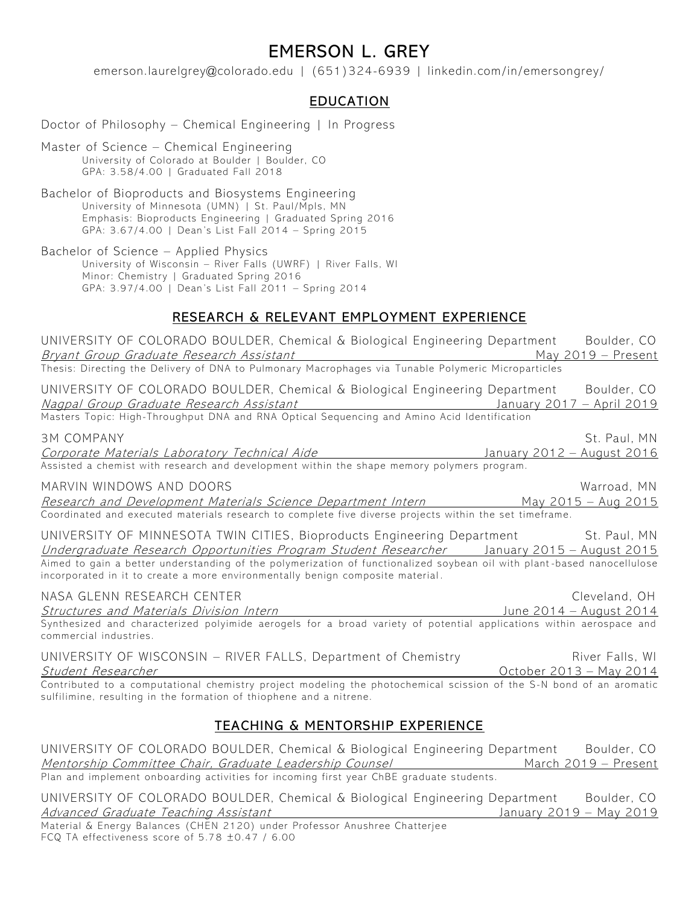# EMERSON L. GREY

emerson.laurelgrey@colorado.edu | (651)324-6939 | linkedin.com/in/emersongrey/

## EDUCATION

Doctor of Philosophy – Chemical Engineering | In Progress

Master of Science – Chemical Engineering
University of Colorado at Boulder | Boulder, CO
GPA: 3.58/4.00 | Graduated Fall 2018

Bachelor of Bioproducts and Biosystems Engineering
University of Minnesota (UMN) | St. Paul/Mpls, MN
Emphasis: Bioproducts Engineering | Graduated Spring 2016
GPA: 3.67/4.00 | Dean's List Fall 2014 – Spring 2015

Bachelor of Science – Applied Physics
University of Wisconsin – River Falls (UWRF) | River Falls, WI
Minor: Chemistry | Graduated Spring 2016
GPA: 3.97/4.00 | Dean's List Fall 2011 – Spring 2014

## RESEARCH & RELEVANT EMPLOYMENT EXPERIENCE

UNIVERSITY OF COLORADO BOULDER, Chemical & Biological Engineering Department — Boulder, CO
*Bryant Group Graduate Research Assistant* — May 2019 – Present
Thesis: Directing the Delivery of DNA to Pulmonary Macrophages via Tunable Polymeric Microparticles

UNIVERSITY OF COLORADO BOULDER, Chemical & Biological Engineering Department — Boulder, CO
*Nagpal Group Graduate Research Assistant* — January 2017 – April 2019
Masters Topic: High-Throughput DNA and RNA Optical Sequencing and Amino Acid Identification

3M COMPANY — St. Paul, MN
*Corporate Materials Laboratory Technical Aide* — January 2012 – August 2016
Assisted a chemist with research and development within the shape memory polymers program.

MARVIN WINDOWS AND DOORS — Warroad, MN
*Research and Development Materials Science Department Intern* — May 2015 – Aug 2015
Coordinated and executed materials research to complete five diverse projects within the set timeframe.

UNIVERSITY OF MINNESOTA TWIN CITIES, Bioproducts Engineering Department — St. Paul, MN
*Undergraduate Research Opportunities Program Student Researcher* — January 2015 – August 2015
Aimed to gain a better understanding of the polymerization of functionalized soybean oil with plant-based nanocellulose incorporated in it to create a more environmentally benign composite material.

NASA GLENN RESEARCH CENTER — Cleveland, OH
*Structures and Materials Division Intern* — June 2014 – August 2014
Synthesized and characterized polyimide aerogels for a broad variety of potential applications within aerospace and commercial industries.

UNIVERSITY OF WISCONSIN – RIVER FALLS, Department of Chemistry — River Falls, WI
*Student Researcher* — October 2013 – May 2014
Contributed to a computational chemistry project modeling the photochemical scission of the S-N bond of an aromatic sulfilimine, resulting in the formation of thiophene and a nitrene.

## TEACHING & MENTORSHIP EXPERIENCE

UNIVERSITY OF COLORADO BOULDER, Chemical & Biological Engineering Department — Boulder, CO
*Mentorship Committee Chair, Graduate Leadership Counsel* — March 2019 – Present
Plan and implement onboarding activities for incoming first year ChBE graduate students.

UNIVERSITY OF COLORADO BOULDER, Chemical & Biological Engineering Department — Boulder, CO
*Advanced Graduate Teaching Assistant* — January 2019 – May 2019
Material & Energy Balances (CHEN 2120) under Professor Anushree Chatterjee
FCQ TA effectiveness score of 5.78 ±0.47 / 6.00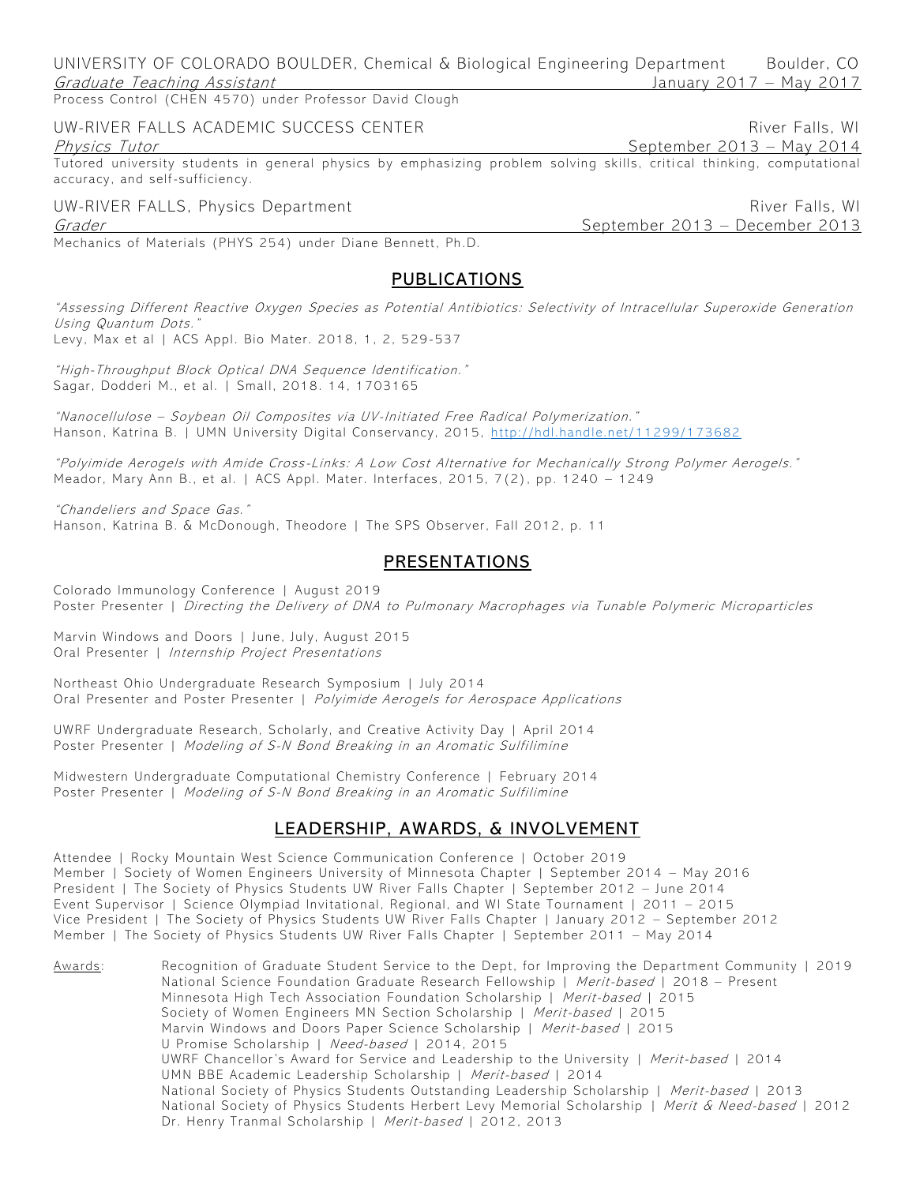UNIVERSITY OF COLORADO BOULDER, Chemical & Biological Engineering Department — Boulder, CO
*Graduate Teaching Assistant* — January 2017 – May 2017
Process Control (CHEN 4570) under Professor David Clough

UW-RIVER FALLS ACADEMIC SUCCESS CENTER — River Falls, WI
*Physics Tutor* — September 2013 – May 2014
Tutored university students in general physics by emphasizing problem solving skills, critical thinking, computational accuracy, and self-sufficiency.

UW-RIVER FALLS, Physics Department — River Falls, WI
*Grader* — September 2013 – December 2013
Mechanics of Materials (PHYS 254) under Diane Bennett, Ph.D.

## PUBLICATIONS

*"Assessing Different Reactive Oxygen Species as Potential Antibiotics: Selectivity of Intracellular Superoxide Generation Using Quantum Dots."*
Levy, Max et al | ACS Appl. Bio Mater. 2018, 1, 2, 529-537

*"High-Throughput Block Optical DNA Sequence Identification."*
Sagar, Dodderi M., et al. | Small, 2018. 14, 1703165

*"Nanocellulose – Soybean Oil Composites via UV-Initiated Free Radical Polymerization."*
Hanson, Katrina B. | UMN University Digital Conservancy, 2015, http://hdl.handle.net/11299/173682

*"Polyimide Aerogels with Amide Cross-Links: A Low Cost Alternative for Mechanically Strong Polymer Aerogels."*
Meador, Mary Ann B., et al. | ACS Appl. Mater. Interfaces, 2015, 7(2), pp. 1240 – 1249

*"Chandeliers and Space Gas."*
Hanson, Katrina B. & McDonough, Theodore | The SPS Observer, Fall 2012, p. 11

## PRESENTATIONS

Colorado Immunology Conference | August 2019
Poster Presenter | *Directing the Delivery of DNA to Pulmonary Macrophages via Tunable Polymeric Microparticles*

Marvin Windows and Doors | June, July, August 2015
Oral Presenter | *Internship Project Presentations*

Northeast Ohio Undergraduate Research Symposium | July 2014
Oral Presenter and Poster Presenter | *Polyimide Aerogels for Aerospace Applications*

UWRF Undergraduate Research, Scholarly, and Creative Activity Day | April 2014
Poster Presenter | *Modeling of S-N Bond Breaking in an Aromatic Sulfilimine*

Midwestern Undergraduate Computational Chemistry Conference | February 2014
Poster Presenter | *Modeling of S-N Bond Breaking in an Aromatic Sulfilimine*

## LEADERSHIP, AWARDS, & INVOLVEMENT

Attendee | Rocky Mountain West Science Communication Conference | October 2019
Member | Society of Women Engineers University of Minnesota Chapter | September 2014 – May 2016
President | The Society of Physics Students UW River Falls Chapter | September 2012 – June 2014
Event Supervisor | Science Olympiad Invitational, Regional, and WI State Tournament | 2011 – 2015
Vice President | The Society of Physics Students UW River Falls Chapter | January 2012 – September 2012
Member | The Society of Physics Students UW River Falls Chapter | September 2011 – May 2014

Awards:
- Recognition of Graduate Student Service to the Dept, for Improving the Department Community | 2019
- National Science Foundation Graduate Research Fellowship | *Merit-based* | 2018 – Present
- Minnesota High Tech Association Foundation Scholarship | *Merit-based* | 2015
- Society of Women Engineers MN Section Scholarship | *Merit-based* | 2015
- Marvin Windows and Doors Paper Science Scholarship | *Merit-based* | 2015
- U Promise Scholarship | *Need-based* | 2014, 2015
- UWRF Chancellor's Award for Service and Leadership to the University | *Merit-based* | 2014
- UMN BBE Academic Leadership Scholarship | *Merit-based* | 2014
- National Society of Physics Students Outstanding Leadership Scholarship | *Merit-based* | 2013
- National Society of Physics Students Herbert Levy Memorial Scholarship | *Merit & Need-based* | 2012
- Dr. Henry Tranmal Scholarship | *Merit-based* | 2012, 2013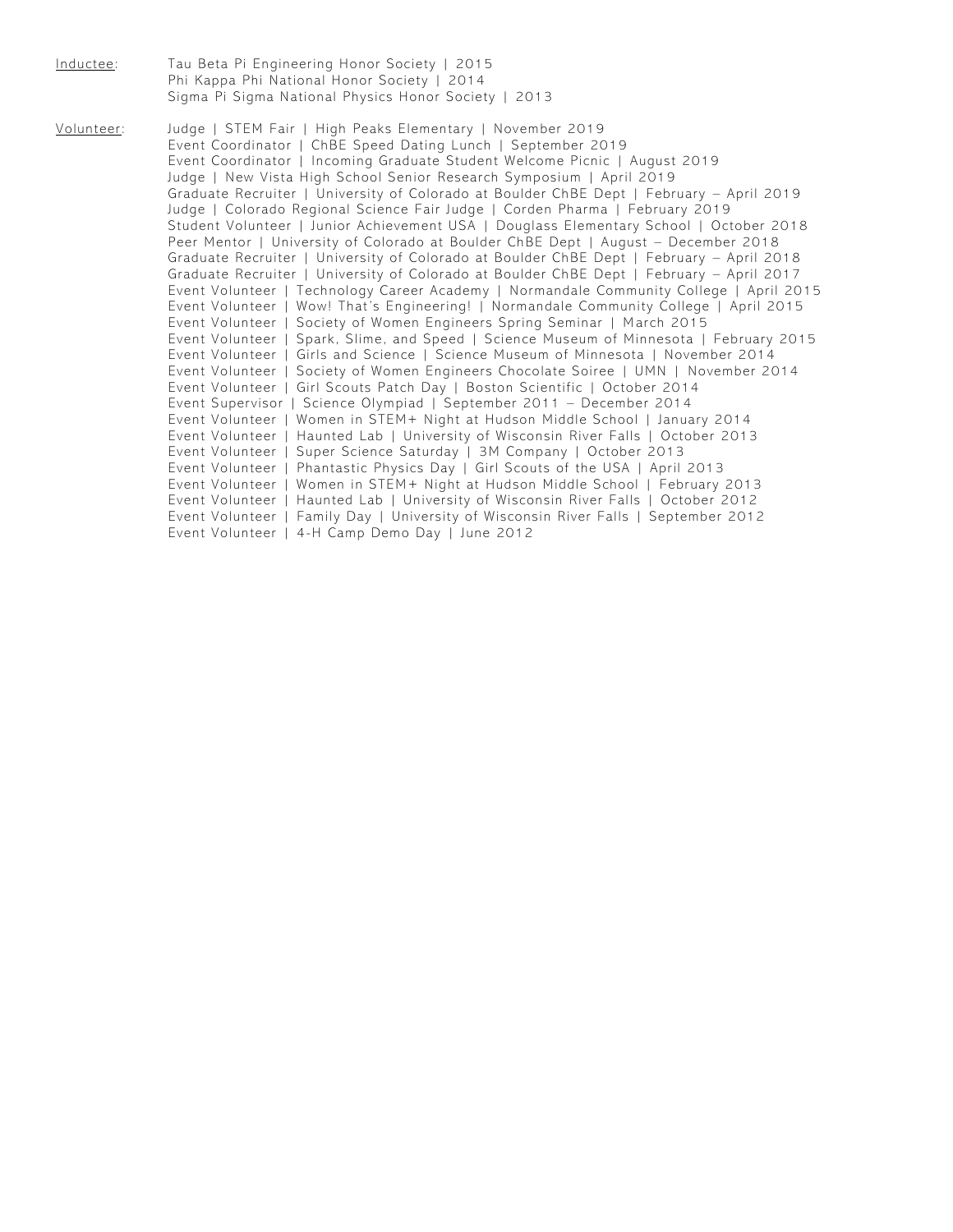<u>Inductee</u>: Tau Beta Pi Engineering Honor Society | 2015
Phi Kappa Phi National Honor Society | 2014
Sigma Pi Sigma National Physics Honor Society | 2013

<u>Volunteer</u>: Judge | STEM Fair | High Peaks Elementary | November 2019
Event Coordinator | ChBE Speed Dating Lunch | September 2019
Event Coordinator | Incoming Graduate Student Welcome Picnic | August 2019
Judge | New Vista High School Senior Research Symposium | April 2019
Graduate Recruiter | University of Colorado at Boulder ChBE Dept | February – April 2019
Judge | Colorado Regional Science Fair Judge | Corden Pharma | February 2019
Student Volunteer | Junior Achievement USA | Douglass Elementary School | October 2018
Peer Mentor | University of Colorado at Boulder ChBE Dept | August – December 2018
Graduate Recruiter | University of Colorado at Boulder ChBE Dept | February – April 2018
Graduate Recruiter | University of Colorado at Boulder ChBE Dept | February – April 2017
Event Volunteer | Technology Career Academy | Normandale Community College | April 2015
Event Volunteer | Wow! That's Engineering! | Normandale Community College | April 2015
Event Volunteer | Society of Women Engineers Spring Seminar | March 2015
Event Volunteer | Spark, Slime, and Speed | Science Museum of Minnesota | February 2015
Event Volunteer | Girls and Science | Science Museum of Minnesota | November 2014
Event Volunteer | Society of Women Engineers Chocolate Soiree | UMN | November 2014
Event Volunteer | Girl Scouts Patch Day | Boston Scientific | October 2014
Event Supervisor | Science Olympiad | September 2011 – December 2014
Event Volunteer | Women in STEM+ Night at Hudson Middle School | January 2014
Event Volunteer | Haunted Lab | University of Wisconsin River Falls | October 2013
Event Volunteer | Super Science Saturday | 3M Company | October 2013
Event Volunteer | Phantastic Physics Day | Girl Scouts of the USA | April 2013
Event Volunteer | Women in STEM+ Night at Hudson Middle School | February 2013
Event Volunteer | Haunted Lab | University of Wisconsin River Falls | October 2012
Event Volunteer | Family Day | University of Wisconsin River Falls | September 2012
Event Volunteer | 4-H Camp Demo Day | June 2012